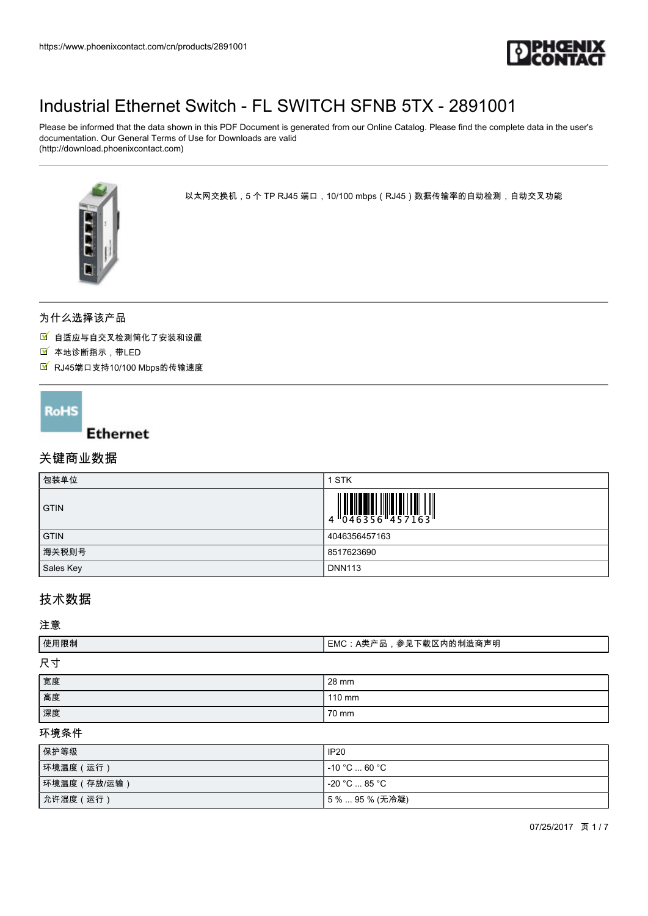https://www.phoenixcontact.com/cn/products/2891001

# Industrial Ethernet Switch - FL SWITCH SFNB 5TX - 2891001

Please be informed that the data shown in this PDF Document is generated from our Online Catalog. Please find the complete data in the user's documentation. Our General Terms of Use for Downloads are valid (http://download.phoenixcontact.com)

以太网交换机，5 个 TP RJ45 端口，10/100 mbps（RJ45）数据传输率的自动检测，自动交叉功能

## 为什么选择该产品

- 自适应与自交叉检测简化了安装和设置
- 本地诊断指示，带LED
- RJ45端口支持10/100 Mbps的传输速度

RoHS

Ethernet

## 关键商业数据

| 包装单位 | 1 STK |
|---|---|
| GTIN | 4 046356 457163 |
| GTIN | 4046356457163 |
| 海关税则号 | 8517623690 |
| Sales Key | DNN113 |

## 技术数据

### 注意

| 使用限制 | EMC：A类产品，参见下载区内的制造商声明 |
|---|---|

### 尺寸

| 宽度 | 28 mm |
|---|---|
| 高度 | 110 mm |
| 深度 | 70 mm |

### 环境条件

| 保护等级 | IP20 |
|---|---|
| 环境温度（运行） | -10 °C ... 60 °C |
| 环境温度（存放/运输） | -20 °C ... 85 °C |
| 允许湿度（运行） | 5 % ... 95 % (无冷凝) |

07/25/2017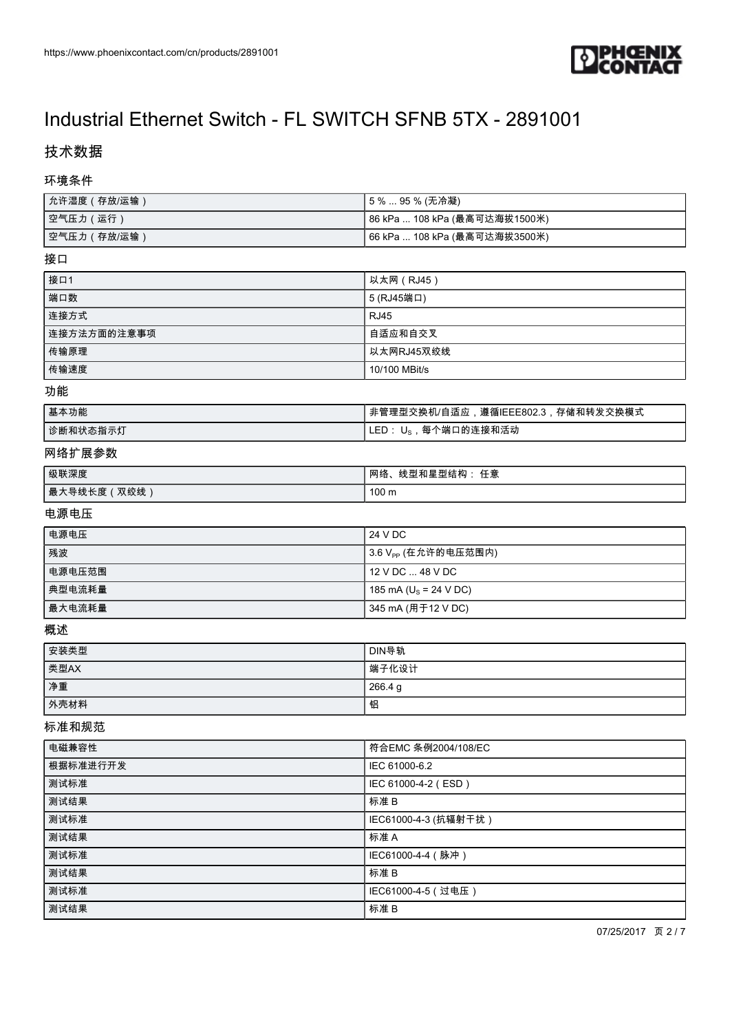# Industrial Ethernet Switch - FL SWITCH SFNB 5TX - 2891001

## 技术数据

### 环境条件

| | |
|---|---|
| 允许湿度（存放/运输） | 5 % ... 95 % (无冷凝) |
| 空气压力（运行） | 86 kPa ... 108 kPa (最高可达海拔1500米) |
| 空气压力（存放/运输） | 66 kPa ... 108 kPa (最高可达海拔3500米) |

### 接口

| | |
|---|---|
| 接口1 | 以太网（RJ45） |
| 端口数 | 5 (RJ45端口) |
| 连接方式 | RJ45 |
| 连接方法方面的注意事项 | 自适应和自交叉 |
| 传输原理 | 以太网RJ45双绞线 |
| 传输速度 | 10/100 MBit/s |

### 功能

| | |
|---|---|
| 基本功能 | 非管理型交换机/自适应，遵循IEEE802.3，存储和转发交换模式 |
| 诊断和状态指示灯 | LED： $U_S$，每个端口的连接和活动 |

### 网络扩展参数

| | |
|---|---|
| 级联深度 | 网络、线型和星型结构： 任意 |
| 最大导线长度（双绞线） | 100 m |

### 电源电压

| | |
|---|---|
| 电源电压 | 24 V DC |
| 残波 | 3.6 $V_{PP}$ (在允许的电压范围内) |
| 电源电压范围 | 12 V DC ... 48 V DC |
| 典型电流耗量 | 185 mA ($U_S$ = 24 V DC) |
| 最大电流耗量 | 345 mA (用于12 V DC) |

### 概述

| | |
|---|---|
| 安装类型 | DIN导轨 |
| 类型AX | 端子化设计 |
| 净重 | 266.4 g |
| 外壳材料 | 铝 |

### 标准和规范

| | |
|---|---|
| 电磁兼容性 | 符合EMC 条例2004/108/EC |
| 根据标准进行开发 | IEC 61000-6.2 |
| 测试标准 | IEC 61000-4-2（ESD） |
| 测试结果 | 标准 B |
| 测试标准 | IEC61000-4-3 (抗辐射干扰） |
| 测试结果 | 标准 A |
| 测试标准 | IEC61000-4-4（脉冲） |
| 测试结果 | 标准 B |
| 测试标准 | IEC61000-4-5（过电压） |
| 测试结果 | 标准 B |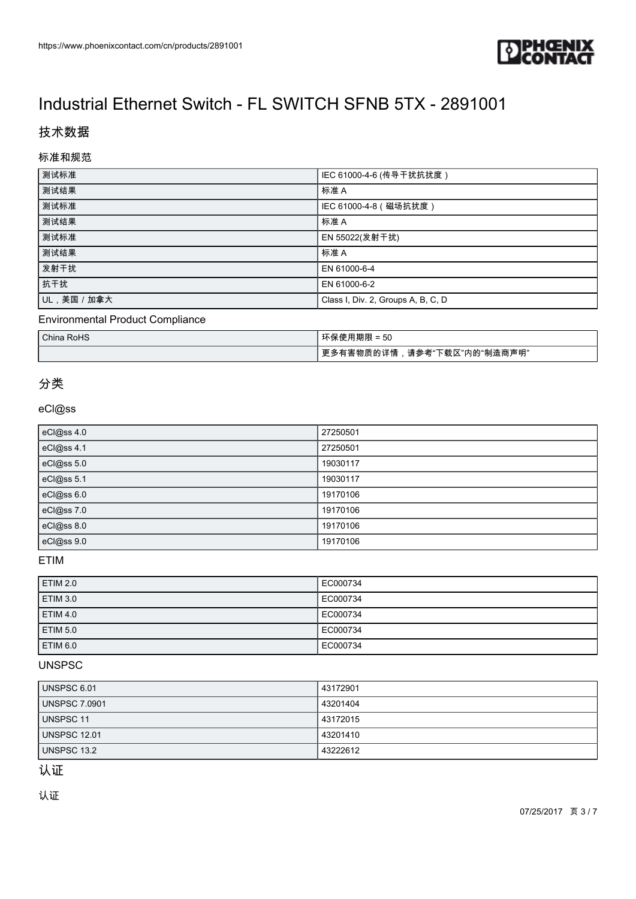# Industrial Ethernet Switch - FL SWITCH SFNB 5TX - 2891001

## 技术数据

### 标准和规范

| | |
|---|---|
| 测试标准 | IEC 61000-4-6 (传导干扰抗扰度） |
| 测试结果 | 标准 A |
| 测试标准 | IEC 61000-4-8（磁场抗扰度） |
| 测试结果 | 标准 A |
| 测试标准 | EN 55022(发射干扰) |
| 测试结果 | 标准 A |
| 发射干扰 | EN 61000-6-4 |
| 抗干扰 | EN 61000-6-2 |
| UL，美国 / 加拿大 | Class I, Div. 2, Groups A, B, C, D |

### Environmental Product Compliance

| | |
|---|---|
| China RoHS | 环保使用期限 = 50 |
| | 更多有害物质的详情，请参考“下载区”内的“制造商声明” |

## 分类

### eCl@ss

| | |
|---|---|
| eCl@ss 4.0 | 27250501 |
| eCl@ss 4.1 | 27250501 |
| eCl@ss 5.0 | 19030117 |
| eCl@ss 5.1 | 19030117 |
| eCl@ss 6.0 | 19170106 |
| eCl@ss 7.0 | 19170106 |
| eCl@ss 8.0 | 19170106 |
| eCl@ss 9.0 | 19170106 |

### ETIM

| | |
|---|---|
| ETIM 2.0 | EC000734 |
| ETIM 3.0 | EC000734 |
| ETIM 4.0 | EC000734 |
| ETIM 5.0 | EC000734 |
| ETIM 6.0 | EC000734 |

### UNSPSC

| | |
|---|---|
| UNSPSC 6.01 | 43172901 |
| UNSPSC 7.0901 | 43201404 |
| UNSPSC 11 | 43172015 |
| UNSPSC 12.01 | 43201410 |
| UNSPSC 13.2 | 43222612 |

## 认证

### 认证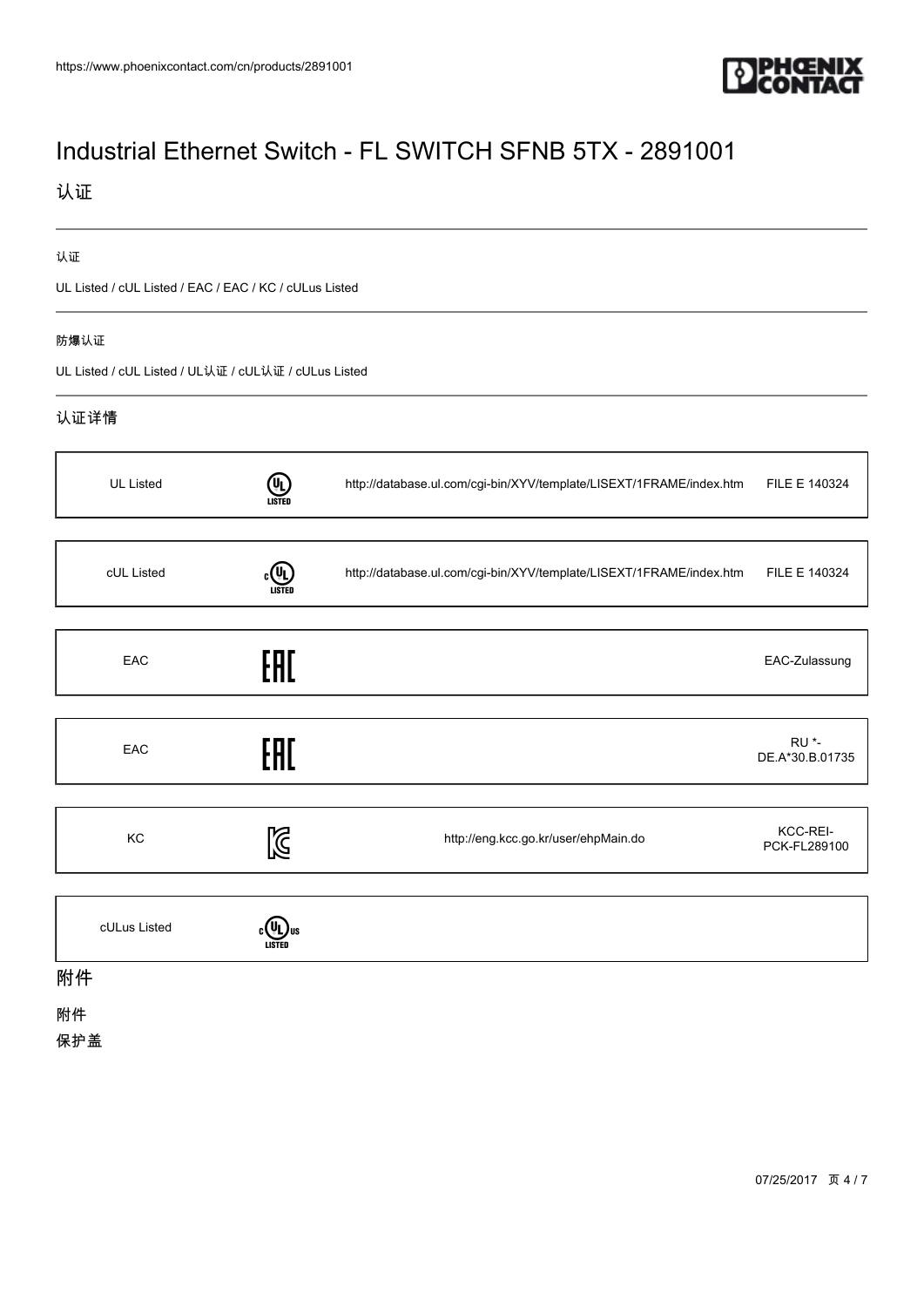# Industrial Ethernet Switch - FL SWITCH SFNB 5TX - 2891001

## 认证

认证

UL Listed / cUL Listed / EAC / EAC / KC / cULus Listed

防爆认证

UL Listed / cUL Listed / UL认证 / cUL认证 / cULus Listed

### 认证详情

| | | | |
|---|---|---|---|
| UL Listed | | http://database.ul.com/cgi-bin/XYV/template/LISEXT/1FRAME/index.htm | FILE E 140324 |
| cUL Listed | | http://database.ul.com/cgi-bin/XYV/template/LISEXT/1FRAME/index.htm | FILE E 140324 |
| EAC | | | EAC-Zulassung |
| EAC | | | RU *-DE.A*30.B.01735 |
| KC | | http://eng.kcc.go.kr/user/ehpMain.do | KCC-REI-PCK-FL289100 |
| cULus Listed | | | |

## 附件

附件

保护盖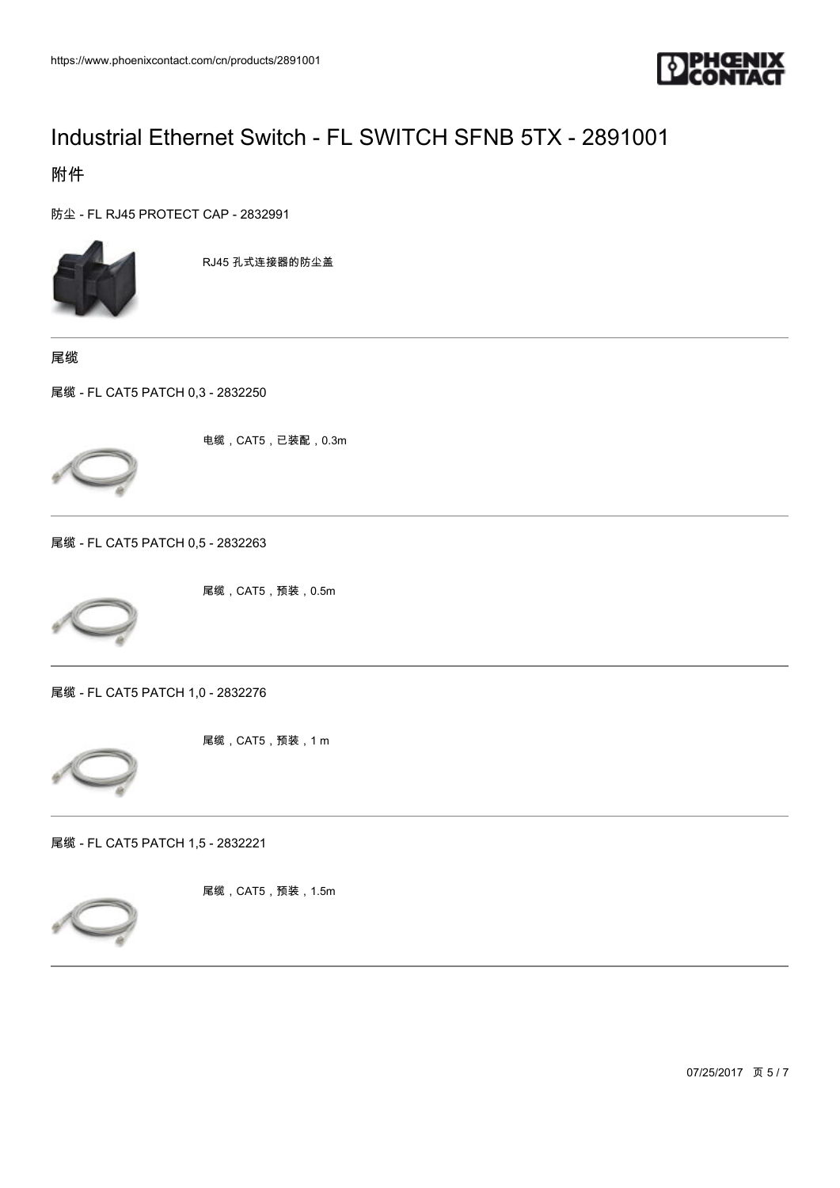# Industrial Ethernet Switch - FL SWITCH SFNB 5TX - 2891001

## 附件

防尘 - FL RJ45 PROTECT CAP - 2832991

RJ45 孔式连接器的防尘盖

### 尾缆

尾缆 - FL CAT5 PATCH 0,3 - 2832250

电缆，CAT5，已装配，0.3m

尾缆 - FL CAT5 PATCH 0,5 - 2832263

尾缆，CAT5，预装，0.5m

尾缆 - FL CAT5 PATCH 1,0 - 2832276

尾缆，CAT5，预装，1 m

尾缆 - FL CAT5 PATCH 1,5 - 2832221

尾缆，CAT5，预装，1.5m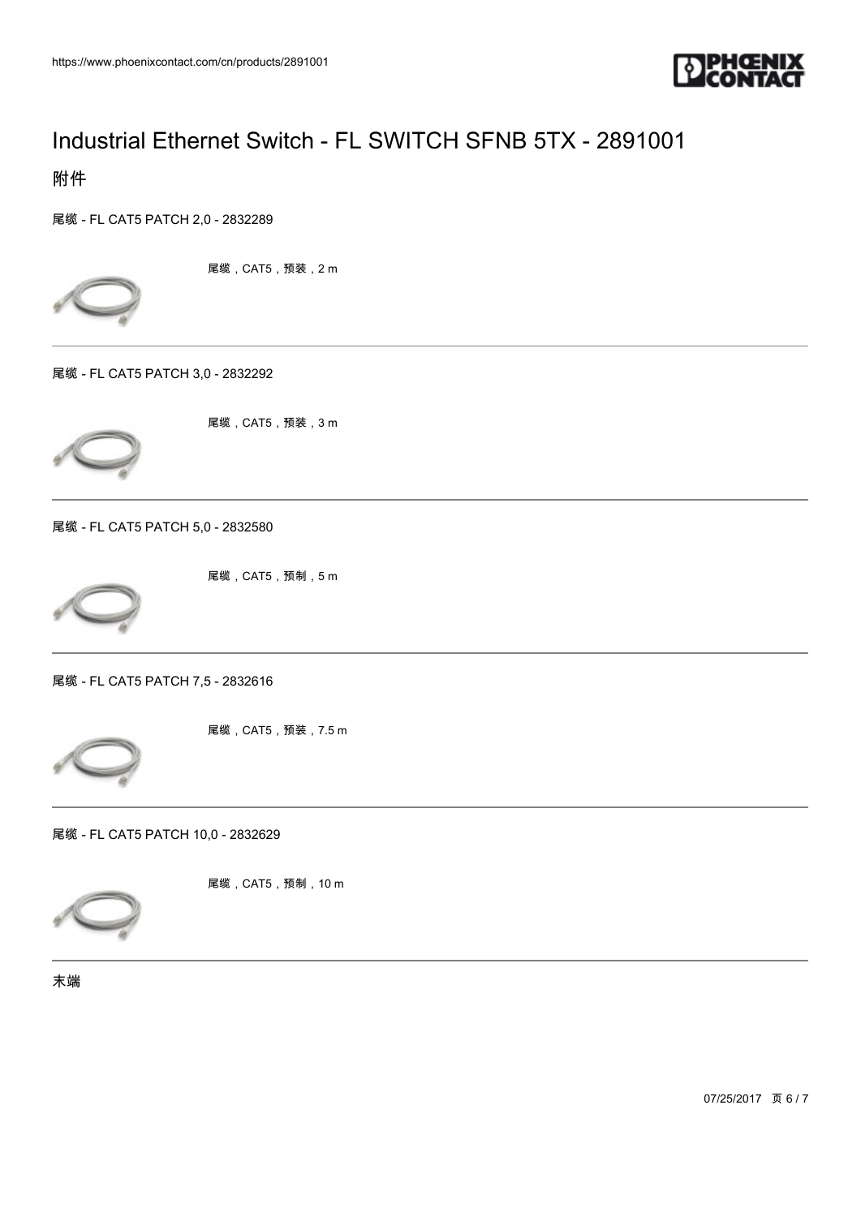# Industrial Ethernet Switch - FL SWITCH SFNB 5TX - 2891001

## 附件

### 尾缆 - FL CAT5 PATCH 2,0 - 2832289

尾缆，CAT5，预装，2 m

---

### 尾缆 - FL CAT5 PATCH 3,0 - 2832292

尾缆，CAT5，预装，3 m

---

### 尾缆 - FL CAT5 PATCH 5,0 - 2832580

尾缆，CAT5，预制，5 m

---

### 尾缆 - FL CAT5 PATCH 7,5 - 2832616

尾缆，CAT5，预装，7.5 m

---

### 尾缆 - FL CAT5 PATCH 10,0 - 2832629

尾缆，CAT5，预制，10 m

---

末端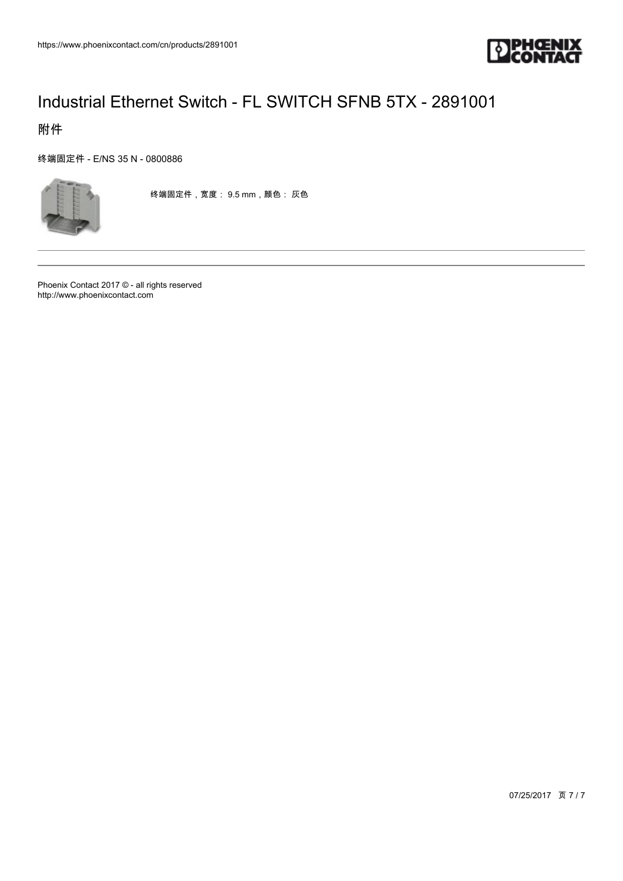# Industrial Ethernet Switch - FL SWITCH SFNB 5TX - 2891001

## 附件

终端固定件 - E/NS 35 N - 0800886

终端固定件，宽度： 9.5 mm，颜色： 灰色

Phoenix Contact 2017 © - all rights reserved
http://www.phoenixcontact.com